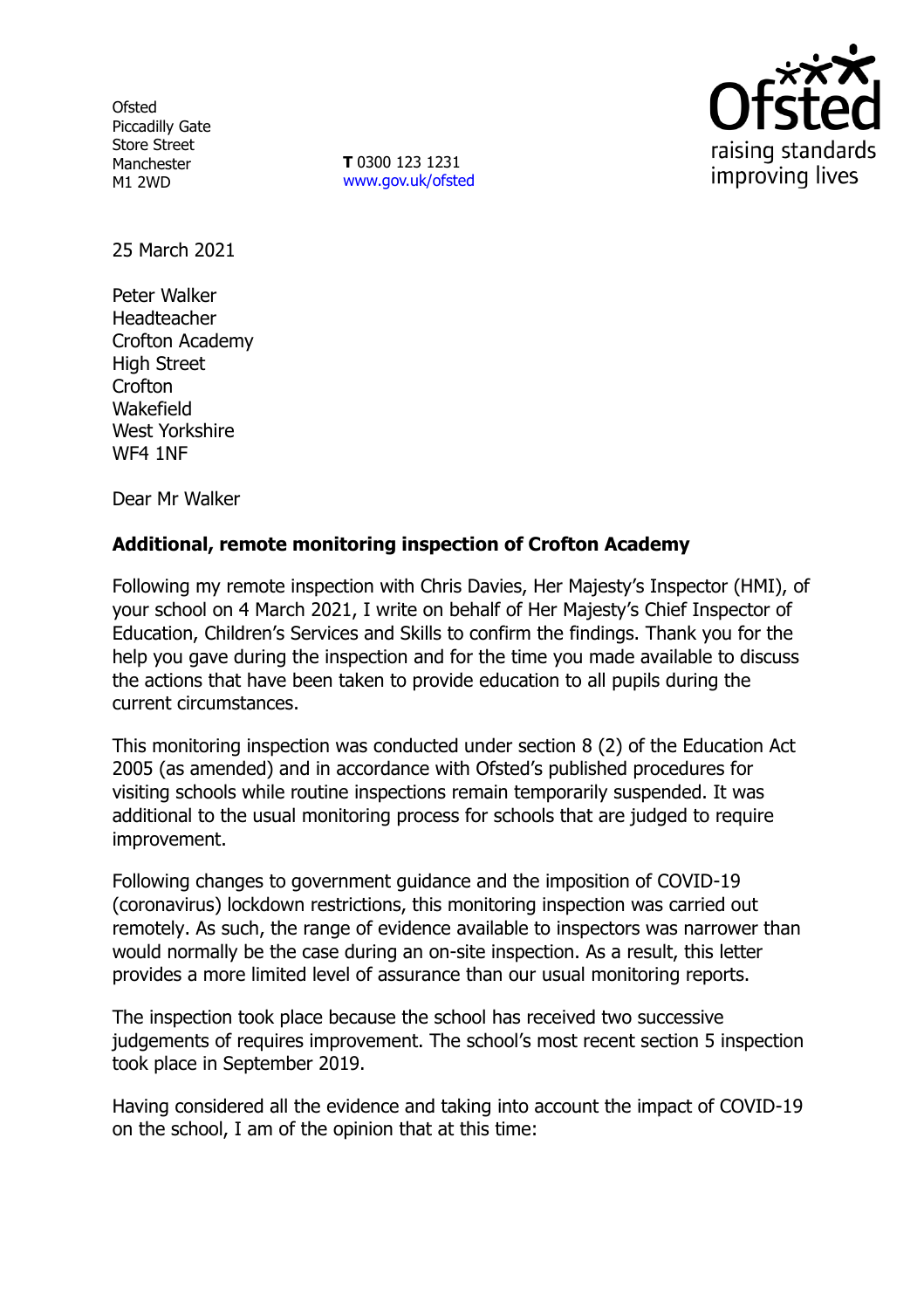Ofsted
Piccadilly Gate
Store Street
Manchester
M1 2WD

**T** 0300 123 1231
www.gov.uk/ofsted

25 March 2021

Peter Walker
Headteacher
Crofton Academy
High Street
Crofton
Wakefield
West Yorkshire
WF4 1NF

Dear Mr Walker

**Additional, remote monitoring inspection of Crofton Academy**

Following my remote inspection with Chris Davies, Her Majesty's Inspector (HMI), of your school on 4 March 2021, I write on behalf of Her Majesty's Chief Inspector of Education, Children's Services and Skills to confirm the findings. Thank you for the help you gave during the inspection and for the time you made available to discuss the actions that have been taken to provide education to all pupils during the current circumstances.

This monitoring inspection was conducted under section 8 (2) of the Education Act 2005 (as amended) and in accordance with Ofsted's published procedures for visiting schools while routine inspections remain temporarily suspended. It was additional to the usual monitoring process for schools that are judged to require improvement.

Following changes to government guidance and the imposition of COVID-19 (coronavirus) lockdown restrictions, this monitoring inspection was carried out remotely. As such, the range of evidence available to inspectors was narrower than would normally be the case during an on-site inspection. As a result, this letter provides a more limited level of assurance than our usual monitoring reports.

The inspection took place because the school has received two successive judgements of requires improvement. The school's most recent section 5 inspection took place in September 2019.

Having considered all the evidence and taking into account the impact of COVID-19 on the school, I am of the opinion that at this time: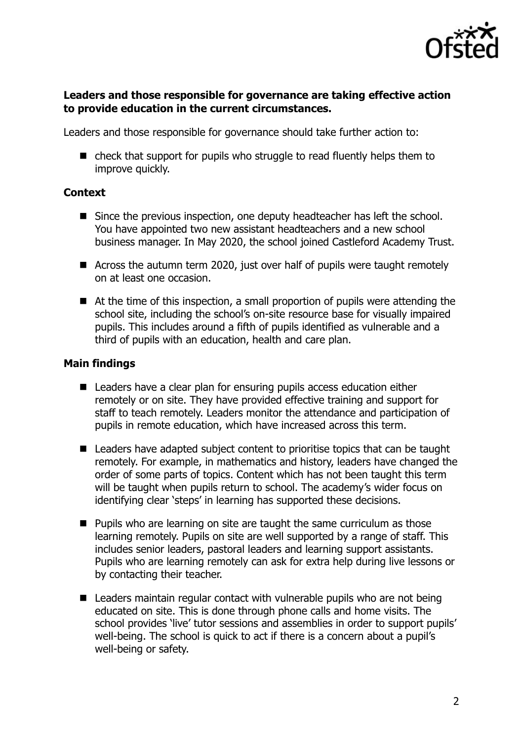**Leaders and those responsible for governance are taking effective action to provide education in the current circumstances.**

Leaders and those responsible for governance should take further action to:

- check that support for pupils who struggle to read fluently helps them to improve quickly.

**Context**

- Since the previous inspection, one deputy headteacher has left the school. You have appointed two new assistant headteachers and a new school business manager. In May 2020, the school joined Castleford Academy Trust.
- Across the autumn term 2020, just over half of pupils were taught remotely on at least one occasion.
- At the time of this inspection, a small proportion of pupils were attending the school site, including the school's on-site resource base for visually impaired pupils. This includes around a fifth of pupils identified as vulnerable and a third of pupils with an education, health and care plan.

**Main findings**

- Leaders have a clear plan for ensuring pupils access education either remotely or on site. They have provided effective training and support for staff to teach remotely. Leaders monitor the attendance and participation of pupils in remote education, which have increased across this term.
- Leaders have adapted subject content to prioritise topics that can be taught remotely. For example, in mathematics and history, leaders have changed the order of some parts of topics. Content which has not been taught this term will be taught when pupils return to school. The academy's wider focus on identifying clear 'steps' in learning has supported these decisions.
- Pupils who are learning on site are taught the same curriculum as those learning remotely. Pupils on site are well supported by a range of staff. This includes senior leaders, pastoral leaders and learning support assistants. Pupils who are learning remotely can ask for extra help during live lessons or by contacting their teacher.
- Leaders maintain regular contact with vulnerable pupils who are not being educated on site. This is done through phone calls and home visits. The school provides 'live' tutor sessions and assemblies in order to support pupils' well-being. The school is quick to act if there is a concern about a pupil's well-being or safety.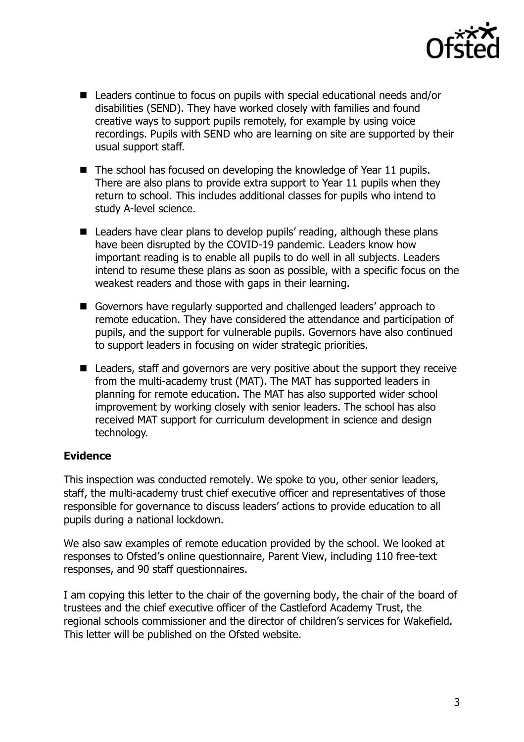- Leaders continue to focus on pupils with special educational needs and/or disabilities (SEND). They have worked closely with families and found creative ways to support pupils remotely, for example by using voice recordings. Pupils with SEND who are learning on site are supported by their usual support staff.
- The school has focused on developing the knowledge of Year 11 pupils. There are also plans to provide extra support to Year 11 pupils when they return to school. This includes additional classes for pupils who intend to study A-level science.
- Leaders have clear plans to develop pupils' reading, although these plans have been disrupted by the COVID-19 pandemic. Leaders know how important reading is to enable all pupils to do well in all subjects. Leaders intend to resume these plans as soon as possible, with a specific focus on the weakest readers and those with gaps in their learning.
- Governors have regularly supported and challenged leaders' approach to remote education. They have considered the attendance and participation of pupils, and the support for vulnerable pupils. Governors have also continued to support leaders in focusing on wider strategic priorities.
- Leaders, staff and governors are very positive about the support they receive from the multi-academy trust (MAT). The MAT has supported leaders in planning for remote education. The MAT has also supported wider school improvement by working closely with senior leaders. The school has also received MAT support for curriculum development in science and design technology.

**Evidence**

This inspection was conducted remotely. We spoke to you, other senior leaders, staff, the multi-academy trust chief executive officer and representatives of those responsible for governance to discuss leaders' actions to provide education to all pupils during a national lockdown.

We also saw examples of remote education provided by the school. We looked at responses to Ofsted's online questionnaire, Parent View, including 110 free-text responses, and 90 staff questionnaires.

I am copying this letter to the chair of the governing body, the chair of the board of trustees and the chief executive officer of the Castleford Academy Trust, the regional schools commissioner and the director of children's services for Wakefield. This letter will be published on the Ofsted website.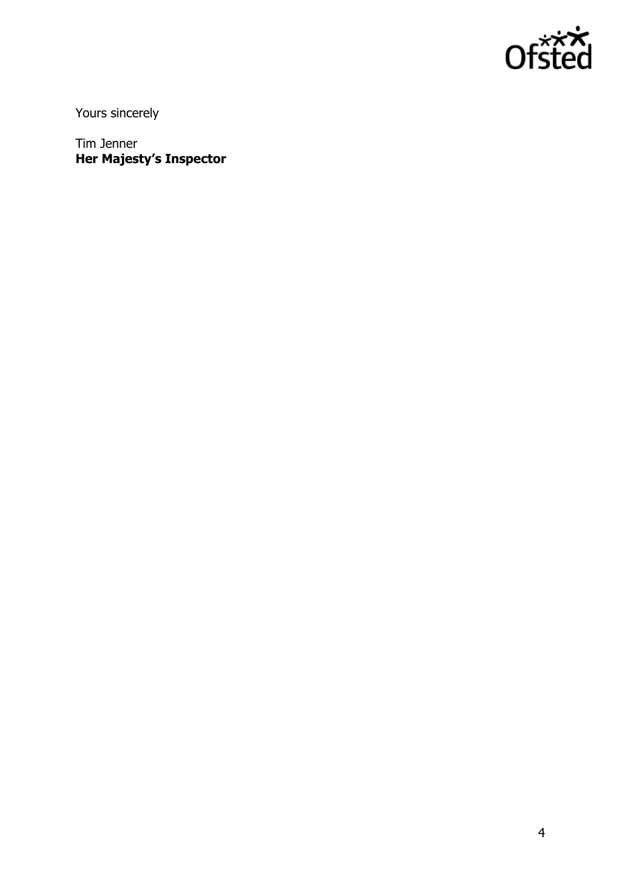Yours sincerely

Tim Jenner
**Her Majesty's Inspector**